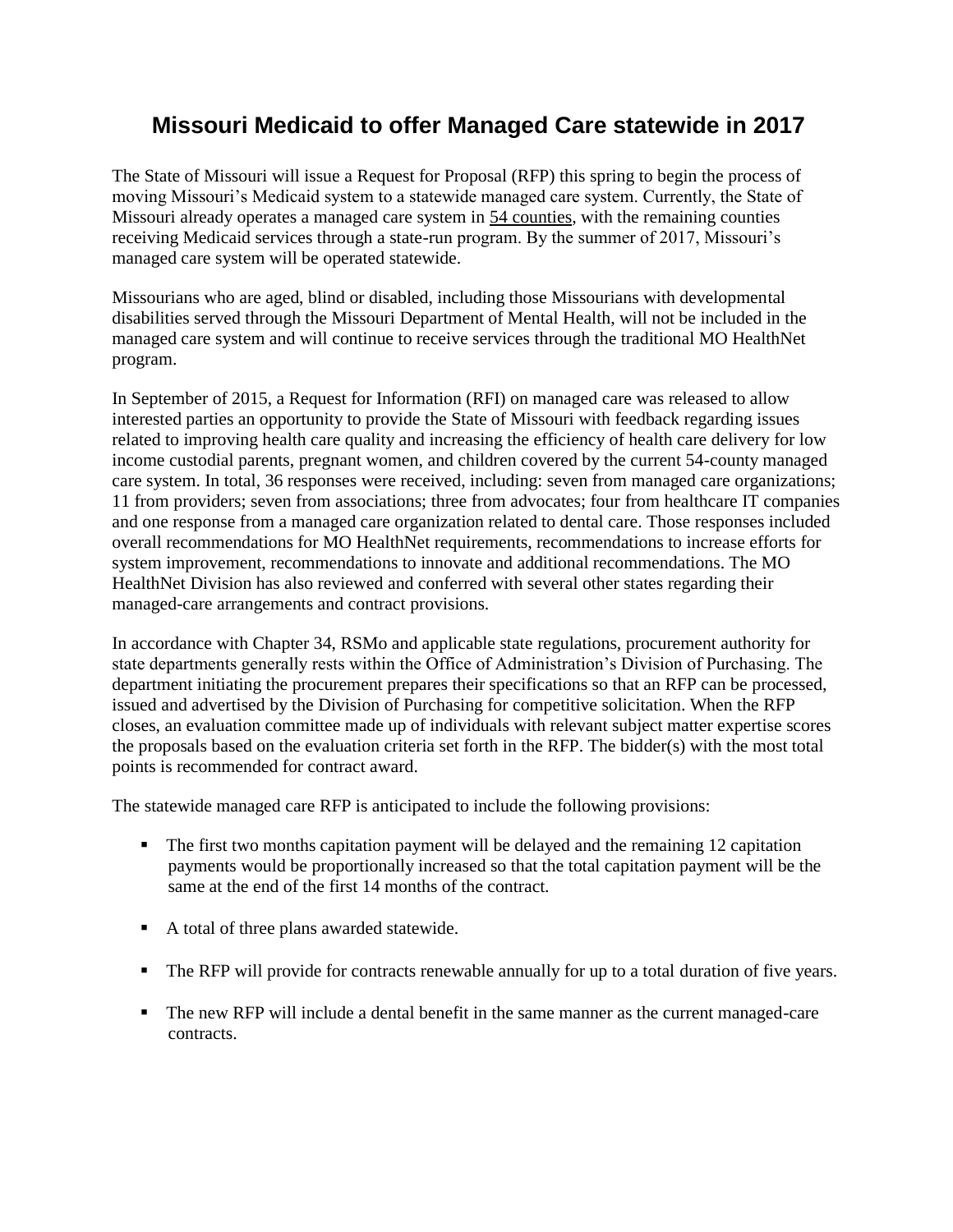# Missouri Medicaid to offer Managed Care statewide in 2017

The State of Missouri will issue a Request for Proposal (RFP) this spring to begin the process of moving Missouri's Medicaid system to a statewide managed care system. Currently, the State of Missouri already operates a managed care system in 54 counties, with the remaining counties receiving Medicaid services through a state-run program. By the summer of 2017, Missouri's managed care system will be operated statewide.

Missourians who are aged, blind or disabled, including those Missourians with developmental disabilities served through the Missouri Department of Mental Health, will not be included in the managed care system and will continue to receive services through the traditional MO HealthNet program.

In September of 2015, a Request for Information (RFI) on managed care was released to allow interested parties an opportunity to provide the State of Missouri with feedback regarding issues related to improving health care quality and increasing the efficiency of health care delivery for low income custodial parents, pregnant women, and children covered by the current 54-county managed care system. In total, 36 responses were received, including: seven from managed care organizations; 11 from providers; seven from associations; three from advocates; four from healthcare IT companies and one response from a managed care organization related to dental care. Those responses included overall recommendations for MO HealthNet requirements, recommendations to increase efforts for system improvement, recommendations to innovate and additional recommendations. The MO HealthNet Division has also reviewed and conferred with several other states regarding their managed-care arrangements and contract provisions.

In accordance with Chapter 34, RSMo and applicable state regulations, procurement authority for state departments generally rests within the Office of Administration's Division of Purchasing. The department initiating the procurement prepares their specifications so that an RFP can be processed, issued and advertised by the Division of Purchasing for competitive solicitation. When the RFP closes, an evaluation committee made up of individuals with relevant subject matter expertise scores the proposals based on the evaluation criteria set forth in the RFP. The bidder(s) with the most total points is recommended for contract award.

The statewide managed care RFP is anticipated to include the following provisions:

- The first two months capitation payment will be delayed and the remaining 12 capitation payments would be proportionally increased so that the total capitation payment will be the same at the end of the first 14 months of the contract.
- A total of three plans awarded statewide.
- The RFP will provide for contracts renewable annually for up to a total duration of five years.
- The new RFP will include a dental benefit in the same manner as the current managed-care contracts.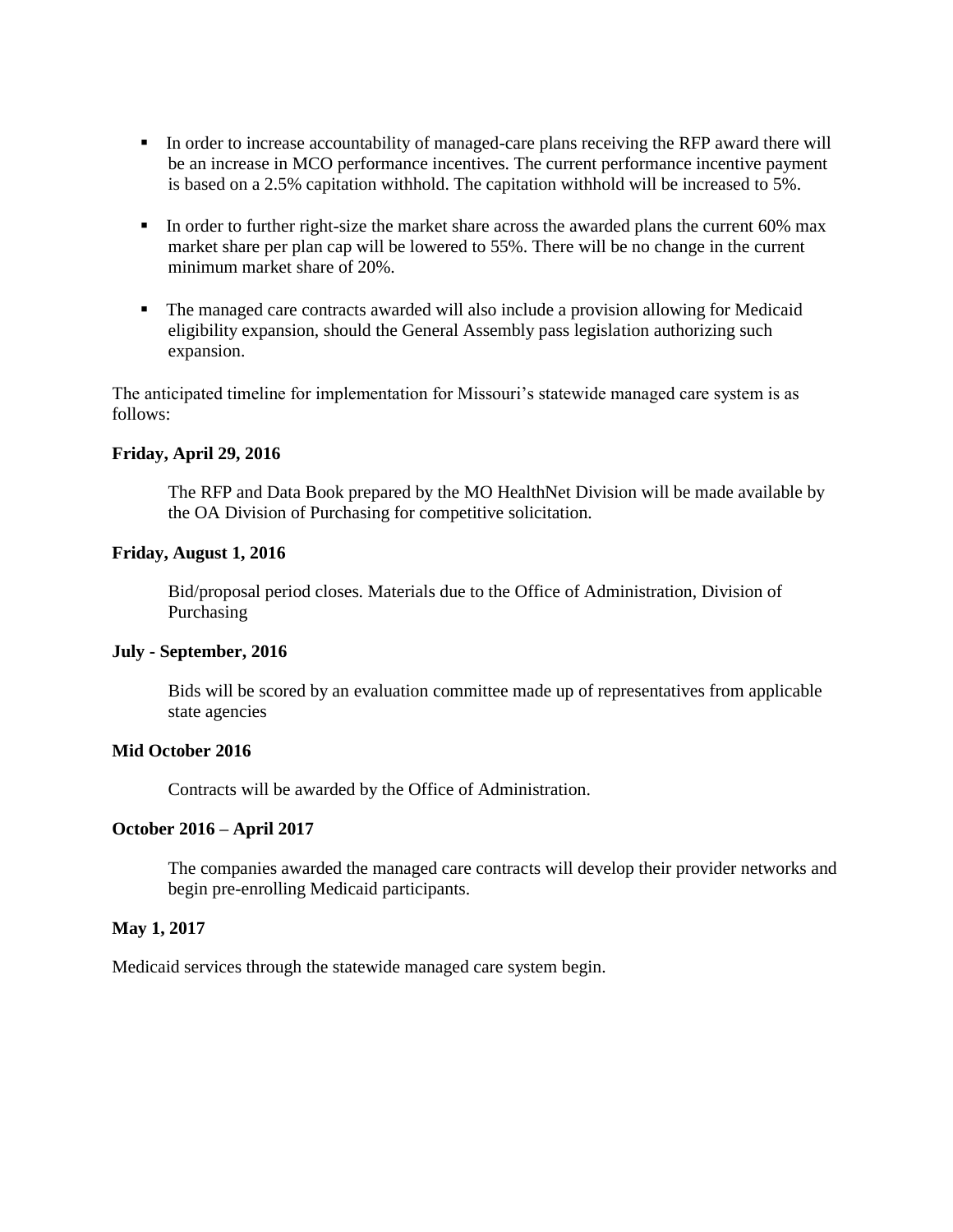- In order to increase accountability of managed-care plans receiving the RFP award there will be an increase in MCO performance incentives. The current performance incentive payment is based on a 2.5% capitation withhold. The capitation withhold will be increased to 5%.

- In order to further right-size the market share across the awarded plans the current 60% max market share per plan cap will be lowered to 55%. There will be no change in the current minimum market share of 20%.

- The managed care contracts awarded will also include a provision allowing for Medicaid eligibility expansion, should the General Assembly pass legislation authorizing such expansion.

The anticipated timeline for implementation for Missouri's statewide managed care system is as follows:

**Friday, April 29, 2016**

The RFP and Data Book prepared by the MO HealthNet Division will be made available by the OA Division of Purchasing for competitive solicitation.

**Friday, August 1, 2016**

Bid/proposal period closes. Materials due to the Office of Administration, Division of Purchasing

**July - September, 2016**

Bids will be scored by an evaluation committee made up of representatives from applicable state agencies

**Mid October 2016**

Contracts will be awarded by the Office of Administration.

**October 2016 – April 2017**

The companies awarded the managed care contracts will develop their provider networks and begin pre-enrolling Medicaid participants.

**May 1, 2017**

Medicaid services through the statewide managed care system begin.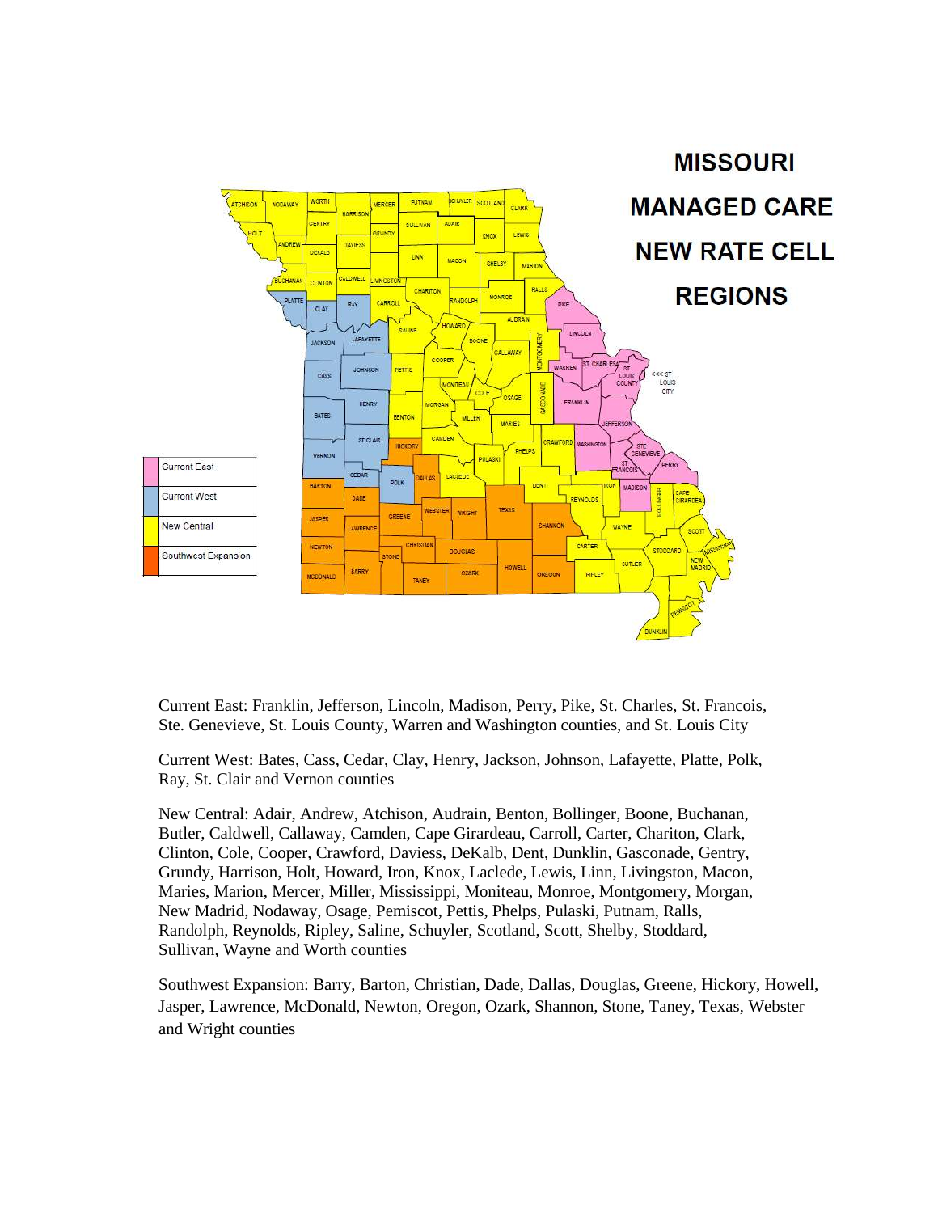# MISSOURI MANAGED CARE NEW RATE CELL REGIONS

Current East

Current West

New Central

Southwest Expansion

<<< ST LOUIS CITY

Current East: Franklin, Jefferson, Lincoln, Madison, Perry, Pike, St. Charles, St. Francois, Ste. Genevieve, St. Louis County, Warren and Washington counties, and St. Louis City

Current West: Bates, Cass, Cedar, Clay, Henry, Jackson, Johnson, Lafayette, Platte, Polk, Ray, St. Clair and Vernon counties

New Central: Adair, Andrew, Atchison, Audrain, Benton, Bollinger, Boone, Buchanan, Butler, Caldwell, Callaway, Camden, Cape Girardeau, Carroll, Carter, Chariton, Clark, Clinton, Cole, Cooper, Crawford, Daviess, DeKalb, Dent, Dunklin, Gasconade, Gentry, Grundy, Harrison, Holt, Howard, Iron, Knox, Laclede, Lewis, Linn, Livingston, Macon, Maries, Marion, Mercer, Miller, Mississippi, Moniteau, Monroe, Montgomery, Morgan, New Madrid, Nodaway, Osage, Pemiscot, Pettis, Phelps, Pulaski, Putnam, Ralls, Randolph, Reynolds, Ripley, Saline, Schuyler, Scotland, Scott, Shelby, Stoddard, Sullivan, Wayne and Worth counties

Southwest Expansion: Barry, Barton, Christian, Dade, Dallas, Douglas, Greene, Hickory, Howell, Jasper, Lawrence, McDonald, Newton, Oregon, Ozark, Shannon, Stone, Taney, Texas, Webster and Wright counties